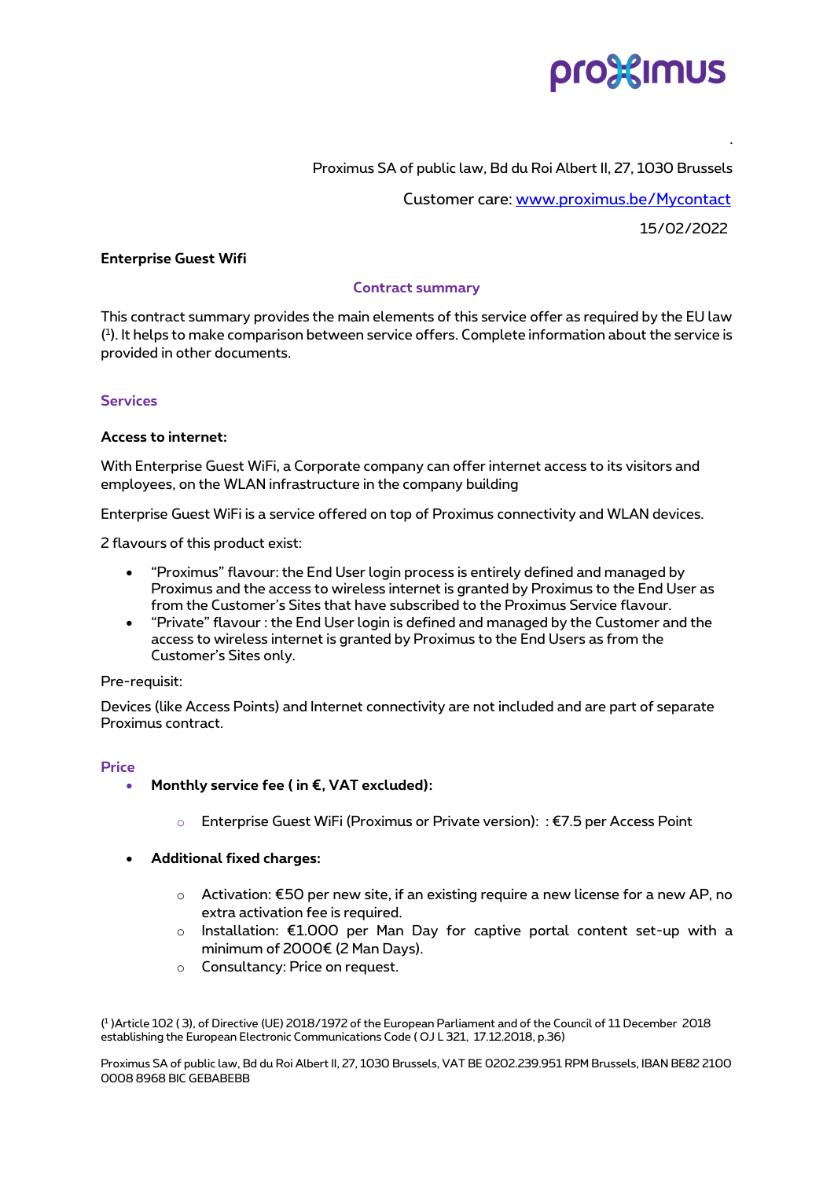Proximus SA of public law, Bd du Roi Albert II, 27, 1030 Brussels

Customer care: www.proximus.be/Mycontact

15/02/2022

**Enterprise Guest Wifi**

## Contract summary

This contract summary provides the main elements of this service offer as required by the EU law ([1]). It helps to make comparison between service offers. Complete information about the service is provided in other documents.

### Services

**Access to internet:**

With Enterprise Guest WiFi, a Corporate company can offer internet access to its visitors and employees, on the WLAN infrastructure in the company building

Enterprise Guest WiFi is a service offered on top of Proximus connectivity and WLAN devices.

2 flavours of this product exist:

- "Proximus" flavour: the End User login process is entirely defined and managed by Proximus and the access to wireless internet is granted by Proximus to the End User as from the Customer's Sites that have subscribed to the Proximus Service flavour.
- "Private" flavour : the End User login is defined and managed by the Customer and the access to wireless internet is granted by Proximus to the End Users as from the Customer's Sites only.

Pre-requisit:

Devices (like Access Points) and Internet connectivity are not included and are part of separate Proximus contract.

### Price

- **Monthly service fee ( in €, VAT excluded):**
  - Enterprise Guest WiFi (Proximus or Private version): : €7.5 per Access Point

- **Additional fixed charges:**
  - Activation: €50 per new site, if an existing require a new license for a new AP, no extra activation fee is required.
  - Installation: €1.000 per Man Day for captive portal content set-up with a minimum of 2000€ (2 Man Days).
  - Consultancy: Price on request.

([1] )Article 102 ( 3), of Directive (UE) 2018/1972 of the European Parliament and of the Council of 11 December 2018 establishing the European Electronic Communications Code ( OJ L 321, 17.12.2018, p.36)

Proximus SA of public law, Bd du Roi Albert II, 27, 1030 Brussels, VAT BE 0202.239.951 RPM Brussels, IBAN BE82 2100 0008 8968 BIC GEBABEBB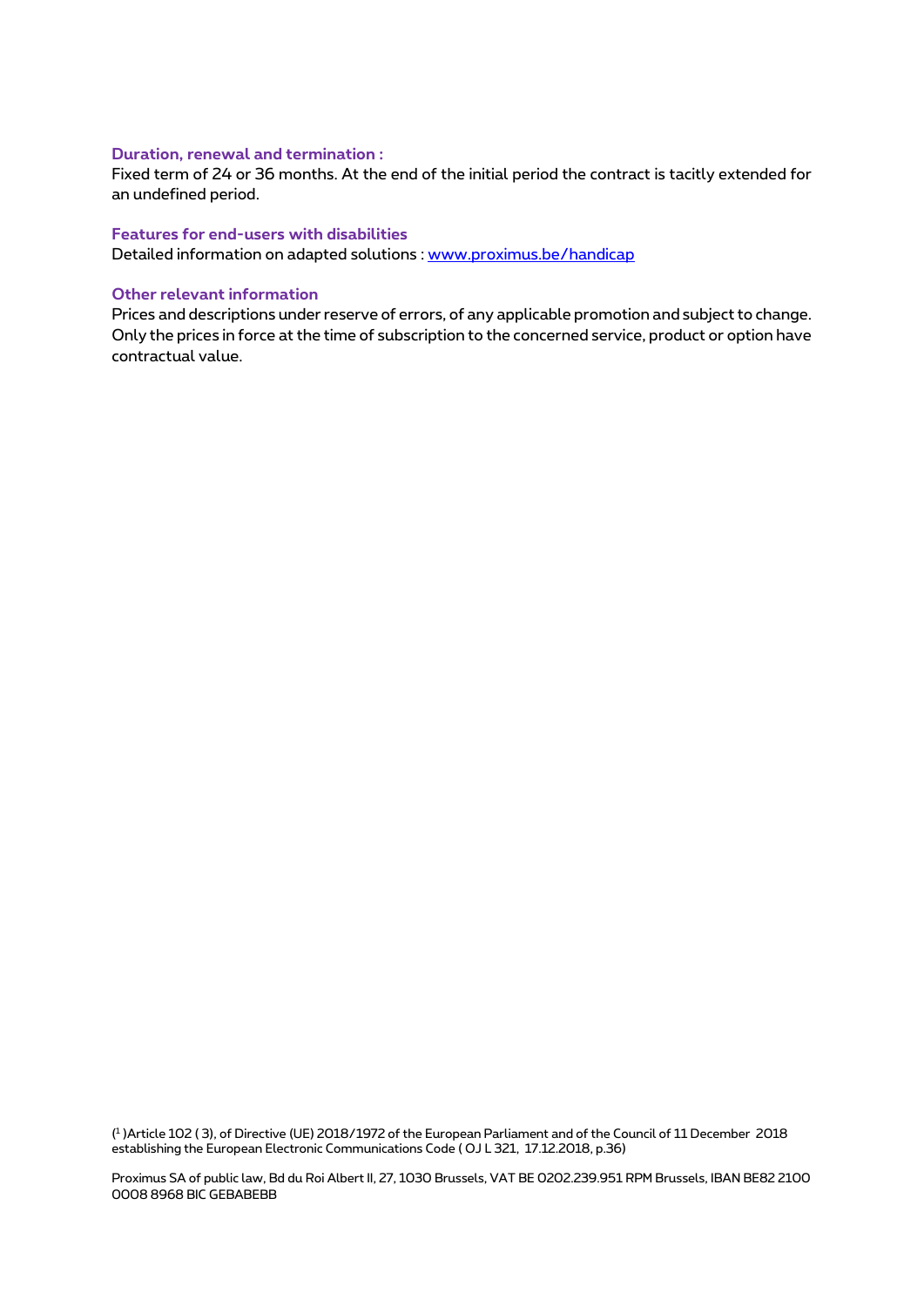### Duration, renewal and termination :

Fixed term of 24 or 36 months. At the end of the initial period the contract is tacitly extended for an undefined period.

### Features for end-users with disabilities

Detailed information on adapted solutions : [www.proximus.be/handicap](http://www.proximus.be/handicap)

### Other relevant information

Prices and descriptions under reserve of errors, of any applicable promotion and subject to change. Only the prices in force at the time of subscription to the concerned service, product or option have contractual value.

([1] )Article 102 ( 3), of Directive (UE) 2018/1972 of the European Parliament and of the Council of 11 December 2018 establishing the European Electronic Communications Code ( OJ L 321, 17.12.2018, p.36)

Proximus SA of public law, Bd du Roi Albert II, 27, 1030 Brussels, VAT BE 0202.239.951 RPM Brussels, IBAN BE82 2100 0008 8968 BIC GEBABEBB